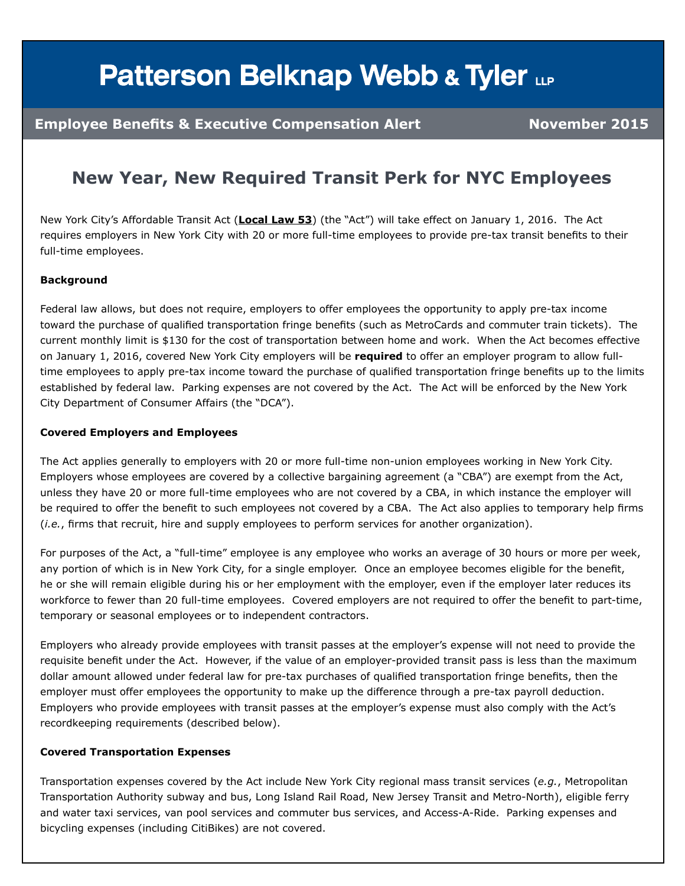# Patterson Belknap Webb & Tyler LLP

**Employee Benefits & Executive Compensation Alert** **November 2015**

## New Year, New Required Transit Perk for NYC Employees

New York City's Affordable Transit Act (**Local Law 53**) (the "Act") will take effect on January 1, 2016. The Act requires employers in New York City with 20 or more full-time employees to provide pre-tax transit benefits to their full-time employees.

**Background**

Federal law allows, but does not require, employers to offer employees the opportunity to apply pre-tax income toward the purchase of qualified transportation fringe benefits (such as MetroCards and commuter train tickets). The current monthly limit is $130 for the cost of transportation between home and work. When the Act becomes effective on January 1, 2016, covered New York City employers will be **required** to offer an employer program to allow full-time employees to apply pre-tax income toward the purchase of qualified transportation fringe benefits up to the limits established by federal law. Parking expenses are not covered by the Act. The Act will be enforced by the New York City Department of Consumer Affairs (the "DCA").

**Covered Employers and Employees**

The Act applies generally to employers with 20 or more full-time non-union employees working in New York City. Employers whose employees are covered by a collective bargaining agreement (a "CBA") are exempt from the Act, unless they have 20 or more full-time employees who are not covered by a CBA, in which instance the employer will be required to offer the benefit to such employees not covered by a CBA. The Act also applies to temporary help firms (*i.e.*, firms that recruit, hire and supply employees to perform services for another organization).

For purposes of the Act, a "full-time" employee is any employee who works an average of 30 hours or more per week, any portion of which is in New York City, for a single employer. Once an employee becomes eligible for the benefit, he or she will remain eligible during his or her employment with the employer, even if the employer later reduces its workforce to fewer than 20 full-time employees. Covered employers are not required to offer the benefit to part-time, temporary or seasonal employees or to independent contractors.

Employers who already provide employees with transit passes at the employer's expense will not need to provide the requisite benefit under the Act. However, if the value of an employer-provided transit pass is less than the maximum dollar amount allowed under federal law for pre-tax purchases of qualified transportation fringe benefits, then the employer must offer employees the opportunity to make up the difference through a pre-tax payroll deduction. Employers who provide employees with transit passes at the employer's expense must also comply with the Act's recordkeeping requirements (described below).

**Covered Transportation Expenses**

Transportation expenses covered by the Act include New York City regional mass transit services (*e.g.*, Metropolitan Transportation Authority subway and bus, Long Island Rail Road, New Jersey Transit and Metro-North), eligible ferry and water taxi services, van pool services and commuter bus services, and Access-A-Ride. Parking expenses and bicycling expenses (including CitiBikes) are not covered.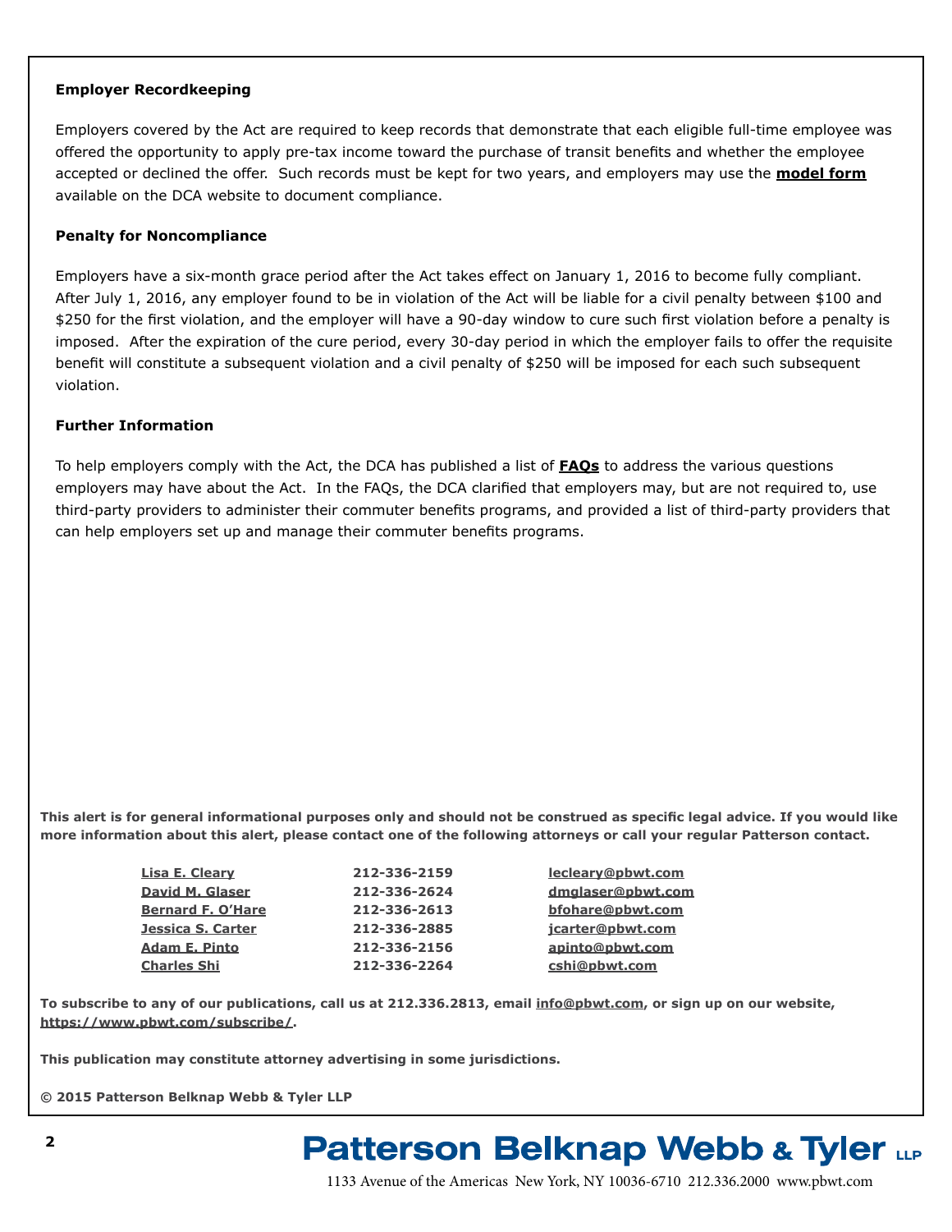### Employer Recordkeeping

Employers covered by the Act are required to keep records that demonstrate that each eligible full-time employee was offered the opportunity to apply pre-tax income toward the purchase of transit benefits and whether the employee accepted or declined the offer. Such records must be kept for two years, and employers may use the **model form** available on the DCA website to document compliance.

### Penalty for Noncompliance

Employers have a six-month grace period after the Act takes effect on January 1, 2016 to become fully compliant. After July 1, 2016, any employer found to be in violation of the Act will be liable for a civil penalty between $100 and $250 for the first violation, and the employer will have a 90-day window to cure such first violation before a penalty is imposed. After the expiration of the cure period, every 30-day period in which the employer fails to offer the requisite benefit will constitute a subsequent violation and a civil penalty of $250 will be imposed for each such subsequent violation.

### Further Information

To help employers comply with the Act, the DCA has published a list of **FAQs** to address the various questions employers may have about the Act. In the FAQs, the DCA clarified that employers may, but are not required to, use third-party providers to administer their commuter benefits programs, and provided a list of third-party providers that can help employers set up and manage their commuter benefits programs.

**This alert is for general informational purposes only and should not be construed as specific legal advice. If you would like more information about this alert, please contact one of the following attorneys or call your regular Patterson contact.**

| | | |
|---|---|---|
| Lisa E. Cleary | 212-336-2159 | lecleary@pbwt.com |
| David M. Glaser | 212-336-2624 | dmglaser@pbwt.com |
| Bernard F. O'Hare | 212-336-2613 | bfohare@pbwt.com |
| Jessica S. Carter | 212-336-2885 | jcarter@pbwt.com |
| Adam E. Pinto | 212-336-2156 | apinto@pbwt.com |
| Charles Shi | 212-336-2264 | cshi@pbwt.com |

**To subscribe to any of our publications, call us at 212.336.2813, email info@pbwt.com, or sign up on our website, https://www.pbwt.com/subscribe/.**

**This publication may constitute attorney advertising in some jurisdictions.**

**© 2015 Patterson Belknap Webb & Tyler LLP**

**Patterson Belknap Webb & Tyler LLP**

1133 Avenue of the Americas New York, NY 10036-6710 212.336.2000 www.pbwt.com